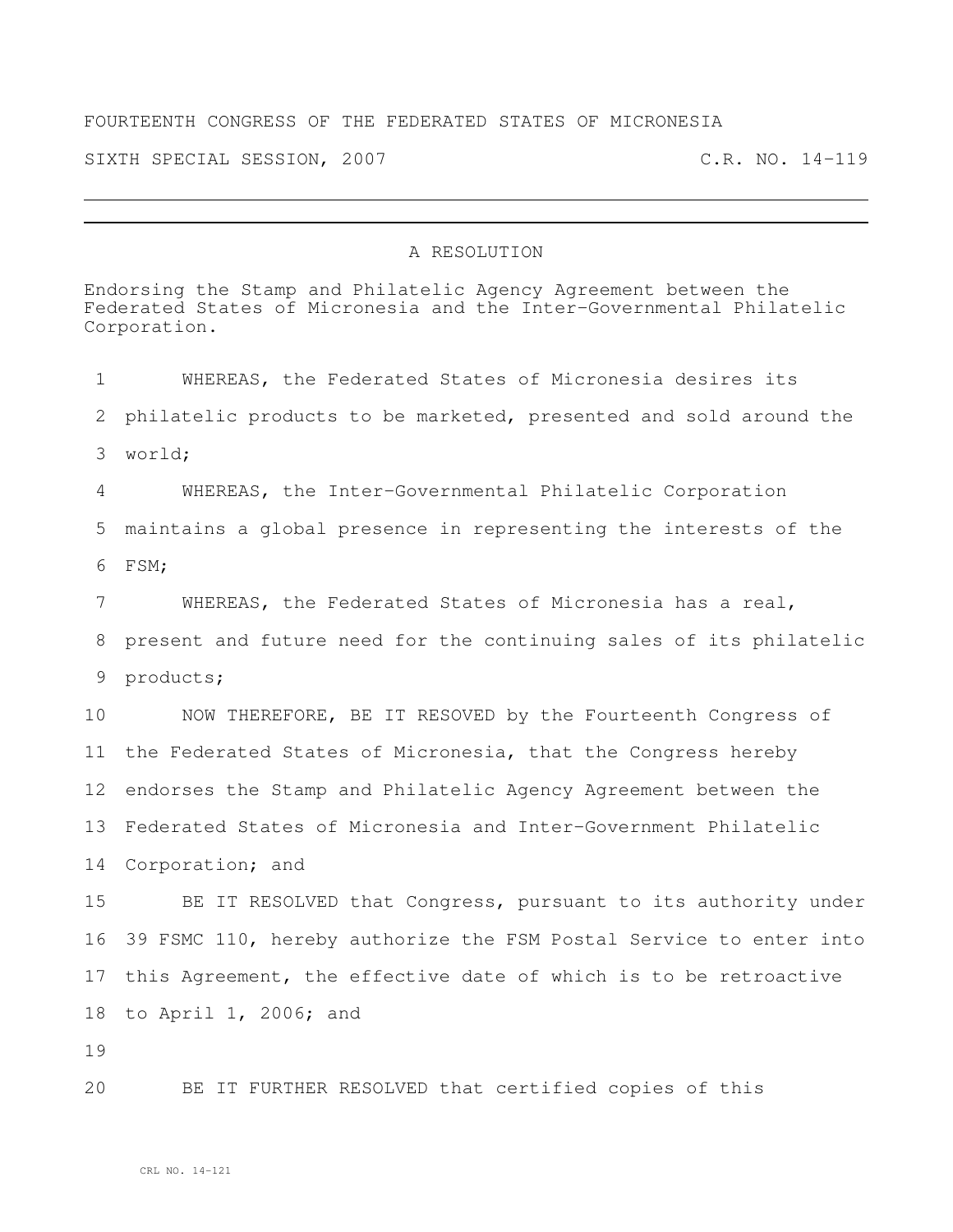FOURTEENTH CONGRESS OF THE FEDERATED STATES OF MICRONESIA

SIXTH SPECIAL SESSION, 2007 C.R. NO. 14-119

# A RESOLUTION

Endorsing the Stamp and Philatelic Agency Agreement between the Federated States of Micronesia and the Inter-Governmental Philatelic Corporation.

WHEREAS, the Federated States of Micronesia desires its philatelic products to be marketed, presented and sold around the world;

WHEREAS, the Inter-Governmental Philatelic Corporation maintains a global presence in representing the interests of the FSM;

WHEREAS, the Federated States of Micronesia has a real, present and future need for the continuing sales of its philatelic products;

NOW THEREFORE, BE IT RESOVED by the Fourteenth Congress of the Federated States of Micronesia, that the Congress hereby endorses the Stamp and Philatelic Agency Agreement between the Federated States of Micronesia and Inter-Government Philatelic Corporation; and

BE IT RESOLVED that Congress, pursuant to its authority under 39 FSMC 110, hereby authorize the FSM Postal Service to enter into this Agreement, the effective date of which is to be retroactive to April 1, 2006; and

BE IT FURTHER RESOLVED that certified copies of this

CRL NO. 14-121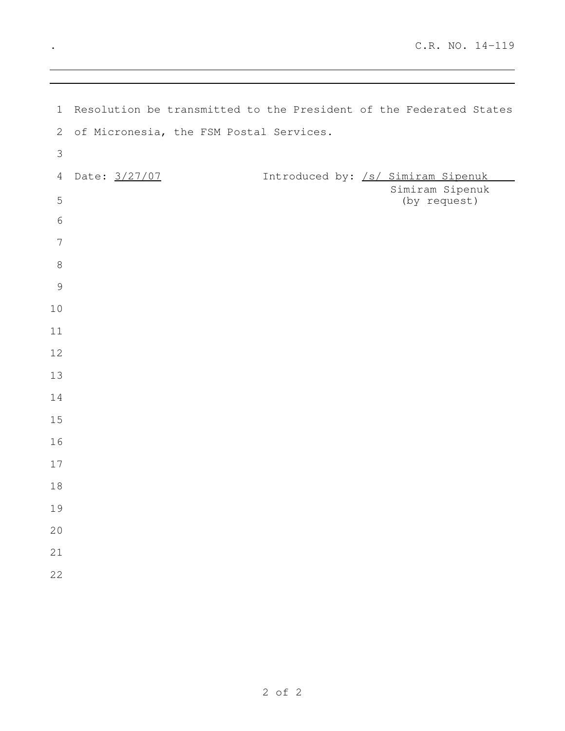Resolution be transmitted to the President of the Federated States of Micronesia, the FSM Postal Services.

Date: 3/27/07

Introduced by: /s/ Simiram Sipenuk
Simiram Sipenuk
(by request)